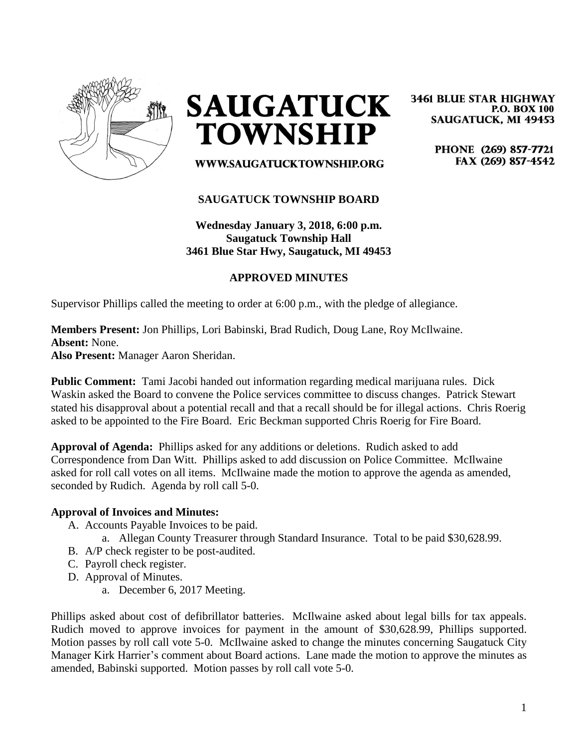# SAUGATUCK TOWNSHIP

3461 BLUE STAR HIGHWAY
P.O. BOX 100
SAUGATUCK, MI 49453

PHONE (269) 857-7721
FAX (269) 857-4542

WWW.SAUGATUCKTOWNSHIP.ORG

**SAUGATUCK TOWNSHIP BOARD**

**Wednesday January 3, 2018, 6:00 p.m.**
**Saugatuck Township Hall**
**3461 Blue Star Hwy, Saugatuck, MI 49453**

**APPROVED MINUTES**

Supervisor Phillips called the meeting to order at 6:00 p.m., with the pledge of allegiance.

**Members Present:** Jon Phillips, Lori Babinski, Brad Rudich, Doug Lane, Roy McIlwaine.
**Absent:** None.
**Also Present:** Manager Aaron Sheridan.

**Public Comment:** Tami Jacobi handed out information regarding medical marijuana rules. Dick Waskin asked the Board to convene the Police services committee to discuss changes. Patrick Stewart stated his disapproval about a potential recall and that a recall should be for illegal actions. Chris Roerig asked to be appointed to the Fire Board. Eric Beckman supported Chris Roerig for Fire Board.

**Approval of Agenda:** Phillips asked for any additions or deletions. Rudich asked to add Correspondence from Dan Witt. Phillips asked to add discussion on Police Committee. McIlwaine asked for roll call votes on all items. McIlwaine made the motion to approve the agenda as amended, seconded by Rudich. Agenda by roll call 5-0.

**Approval of Invoices and Minutes:**

A. Accounts Payable Invoices to be paid.
   a. Allegan County Treasurer through Standard Insurance. Total to be paid $30,628.99.
B. A/P check register to be post-audited.
C. Payroll check register.
D. Approval of Minutes.
   a. December 6, 2017 Meeting.

Phillips asked about cost of defibrillator batteries. McIlwaine asked about legal bills for tax appeals. Rudich moved to approve invoices for payment in the amount of $30,628.99, Phillips supported. Motion passes by roll call vote 5-0. McIlwaine asked to change the minutes concerning Saugatuck City Manager Kirk Harrier's comment about Board actions. Lane made the motion to approve the minutes as amended, Babinski supported. Motion passes by roll call vote 5-0.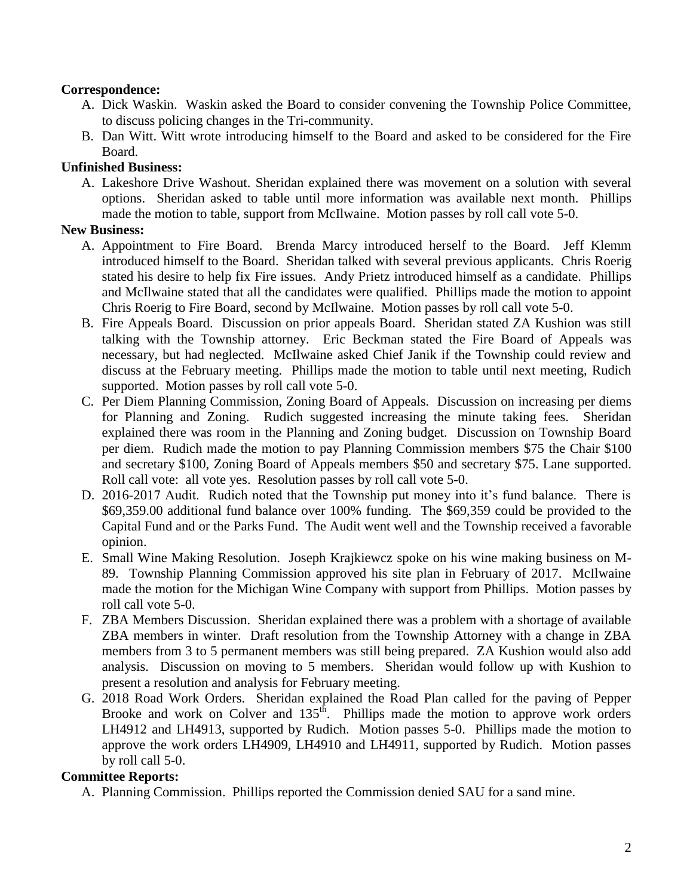**Correspondence:**

A. Dick Waskin. Waskin asked the Board to consider convening the Township Police Committee, to discuss policing changes in the Tri-community.
B. Dan Witt. Witt wrote introducing himself to the Board and asked to be considered for the Fire Board.

**Unfinished Business:**

A. Lakeshore Drive Washout. Sheridan explained there was movement on a solution with several options. Sheridan asked to table until more information was available next month. Phillips made the motion to table, support from McIlwaine. Motion passes by roll call vote 5-0.

**New Business:**

A. Appointment to Fire Board. Brenda Marcy introduced herself to the Board. Jeff Klemm introduced himself to the Board. Sheridan talked with several previous applicants. Chris Roerig stated his desire to help fix Fire issues. Andy Prietz introduced himself as a candidate. Phillips and McIlwaine stated that all the candidates were qualified. Phillips made the motion to appoint Chris Roerig to Fire Board, second by McIlwaine. Motion passes by roll call vote 5-0.
B. Fire Appeals Board. Discussion on prior appeals Board. Sheridan stated ZA Kushion was still talking with the Township attorney. Eric Beckman stated the Fire Board of Appeals was necessary, but had neglected. McIlwaine asked Chief Janik if the Township could review and discuss at the February meeting. Phillips made the motion to table until next meeting, Rudich supported. Motion passes by roll call vote 5-0.
C. Per Diem Planning Commission, Zoning Board of Appeals. Discussion on increasing per diems for Planning and Zoning. Rudich suggested increasing the minute taking fees. Sheridan explained there was room in the Planning and Zoning budget. Discussion on Township Board per diem. Rudich made the motion to pay Planning Commission members $75 the Chair $100 and secretary $100, Zoning Board of Appeals members $50 and secretary $75. Lane supported. Roll call vote: all vote yes. Resolution passes by roll call vote 5-0.
D. 2016-2017 Audit. Rudich noted that the Township put money into it's fund balance. There is $69,359.00 additional fund balance over 100% funding. The $69,359 could be provided to the Capital Fund and or the Parks Fund. The Audit went well and the Township received a favorable opinion.
E. Small Wine Making Resolution. Joseph Krajkiewcz spoke on his wine making business on M-89. Township Planning Commission approved his site plan in February of 2017. McIlwaine made the motion for the Michigan Wine Company with support from Phillips. Motion passes by roll call vote 5-0.
F. ZBA Members Discussion. Sheridan explained there was a problem with a shortage of available ZBA members in winter. Draft resolution from the Township Attorney with a change in ZBA members from 3 to 5 permanent members was still being prepared. ZA Kushion would also add analysis. Discussion on moving to 5 members. Sheridan would follow up with Kushion to present a resolution and analysis for February meeting.
G. 2018 Road Work Orders. Sheridan explained the Road Plan called for the paving of Pepper Brooke and work on Colver and 135th. Phillips made the motion to approve work orders LH4912 and LH4913, supported by Rudich. Motion passes 5-0. Phillips made the motion to approve the work orders LH4909, LH4910 and LH4911, supported by Rudich. Motion passes by roll call 5-0.

**Committee Reports:**

A. Planning Commission. Phillips reported the Commission denied SAU for a sand mine.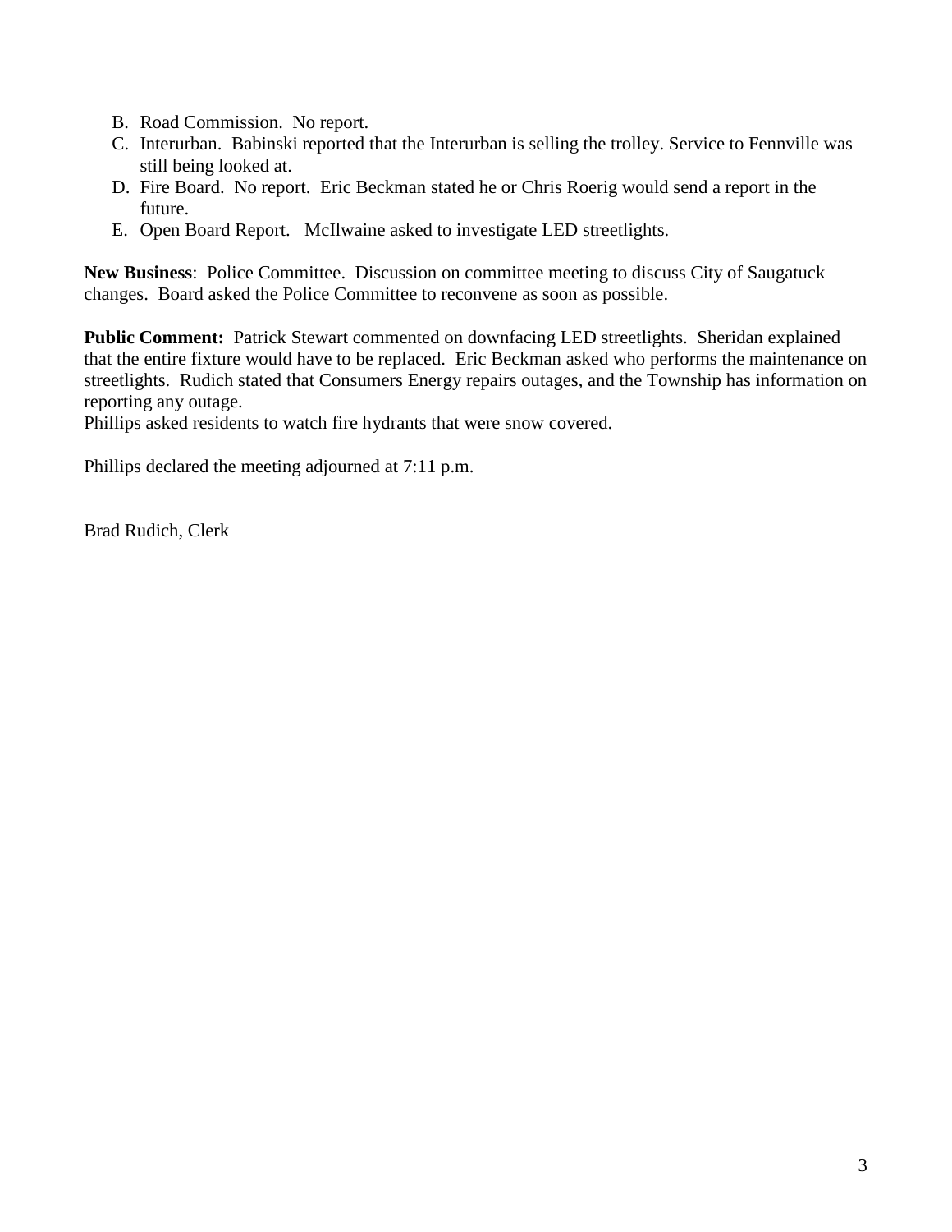B. Road Commission. No report.
C. Interurban. Babinski reported that the Interurban is selling the trolley. Service to Fennville was still being looked at.
D. Fire Board. No report. Eric Beckman stated he or Chris Roerig would send a report in the future.
E. Open Board Report. McIlwaine asked to investigate LED streetlights.

**New Business**: Police Committee. Discussion on committee meeting to discuss City of Saugatuck changes. Board asked the Police Committee to reconvene as soon as possible.

**Public Comment:** Patrick Stewart commented on downfacing LED streetlights. Sheridan explained that the entire fixture would have to be replaced. Eric Beckman asked who performs the maintenance on streetlights. Rudich stated that Consumers Energy repairs outages, and the Township has information on reporting any outage.
Phillips asked residents to watch fire hydrants that were snow covered.

Phillips declared the meeting adjourned at 7:11 p.m.

Brad Rudich, Clerk